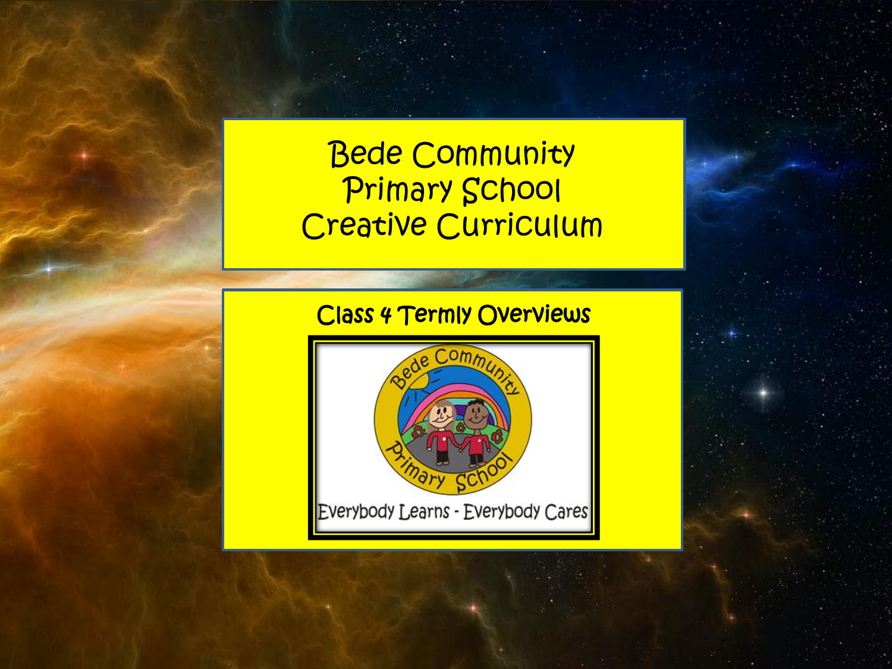# Bede Community Primary School Creative Curriculum

## Class 4 Termly Overviews

Bede Community Primary School

Everybody Learns - Everybody Cares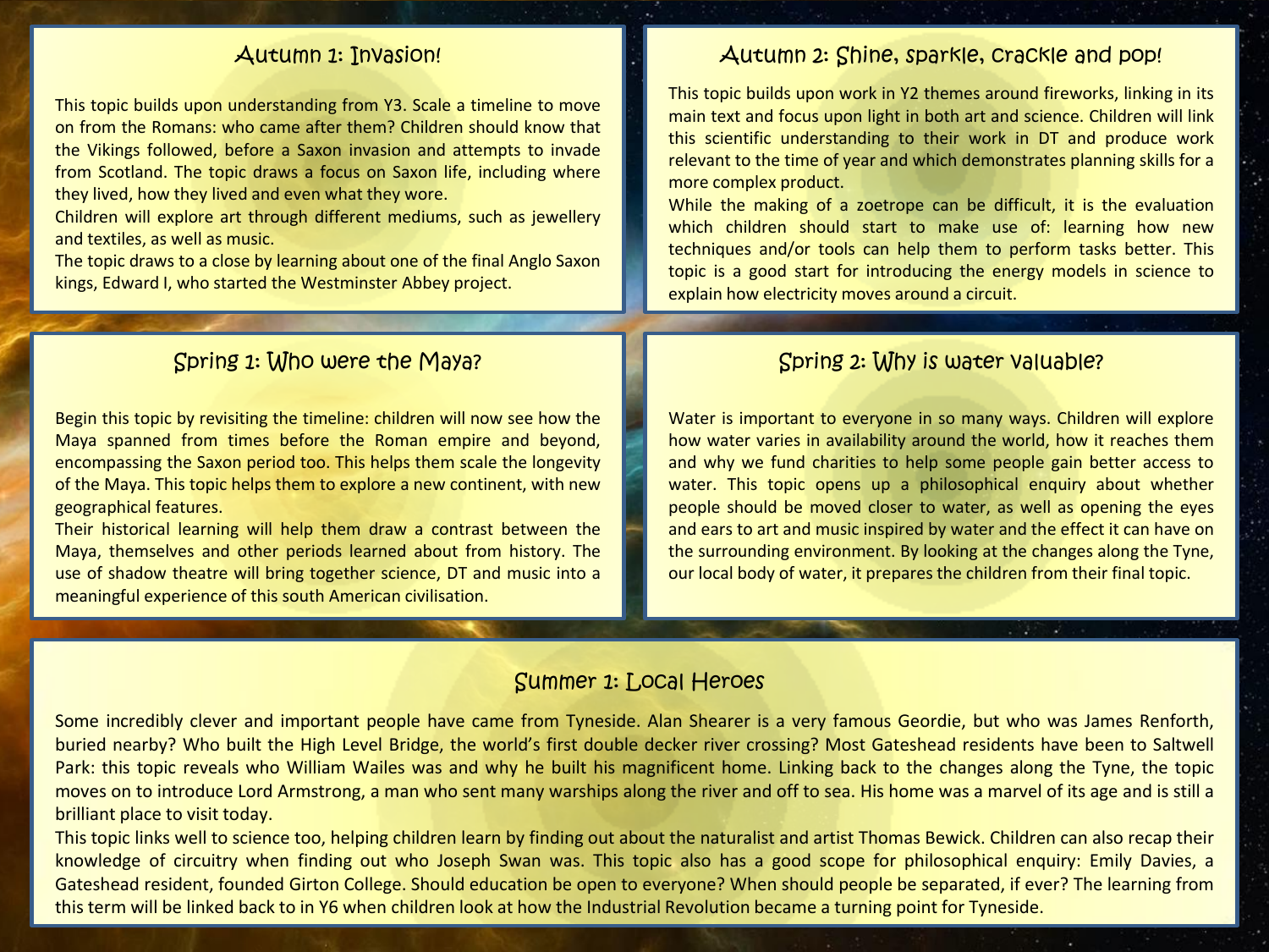## Autumn 1: Invasion!

This topic builds upon understanding from Y3. Scale a timeline to move on from the Romans: who came after them? Children should know that the Vikings followed, before a Saxon invasion and attempts to invade from Scotland. The topic draws a focus on Saxon life, including where they lived, how they lived and even what they wore.

Children will explore art through different mediums, such as jewellery and textiles, as well as music.

The topic draws to a close by learning about one of the final Anglo Saxon kings, Edward I, who started the Westminster Abbey project.

## Autumn 2: Shine, sparkle, crackle and pop!

This topic builds upon work in Y2 themes around fireworks, linking in its main text and focus upon light in both art and science. Children will link this scientific understanding to their work in DT and produce work relevant to the time of year and which demonstrates planning skills for a more complex product.

While the making of a zoetrope can be difficult, it is the evaluation which children should start to make use of: learning how new techniques and/or tools can help them to perform tasks better. This topic is a good start for introducing the energy models in science to explain how electricity moves around a circuit.

## Spring 1: Who were the Maya?

Begin this topic by revisiting the timeline: children will now see how the Maya spanned from times before the Roman empire and beyond, encompassing the Saxon period too. This helps them scale the longevity of the Maya. This topic helps them to explore a new continent, with new geographical features.

Their historical learning will help them draw a contrast between the Maya, themselves and other periods learned about from history. The use of shadow theatre will bring together science, DT and music into a meaningful experience of this south American civilisation.

## Spring 2: Why is water valuable?

Water is important to everyone in so many ways. Children will explore how water varies in availability around the world, how it reaches them and why we fund charities to help some people gain better access to water. This topic opens up a philosophical enquiry about whether people should be moved closer to water, as well as opening the eyes and ears to art and music inspired by water and the effect it can have on the surrounding environment. By looking at the changes along the Tyne, our local body of water, it prepares the children from their final topic.

## Summer 1: Local Heroes

Some incredibly clever and important people have came from Tyneside. Alan Shearer is a very famous Geordie, but who was James Renforth, buried nearby? Who built the High Level Bridge, the world's first double decker river crossing? Most Gateshead residents have been to Saltwell Park: this topic reveals who William Wailes was and why he built his magnificent home. Linking back to the changes along the Tyne, the topic moves on to introduce Lord Armstrong, a man who sent many warships along the river and off to sea. His home was a marvel of its age and is still a brilliant place to visit today.

This topic links well to science too, helping children learn by finding out about the naturalist and artist Thomas Bewick. Children can also recap their knowledge of circuitry when finding out who Joseph Swan was. This topic also has a good scope for philosophical enquiry: Emily Davies, a Gateshead resident, founded Girton College. Should education be open to everyone? When should people be separated, if ever? The learning from this term will be linked back to in Y6 when children look at how the Industrial Revolution became a turning point for Tyneside.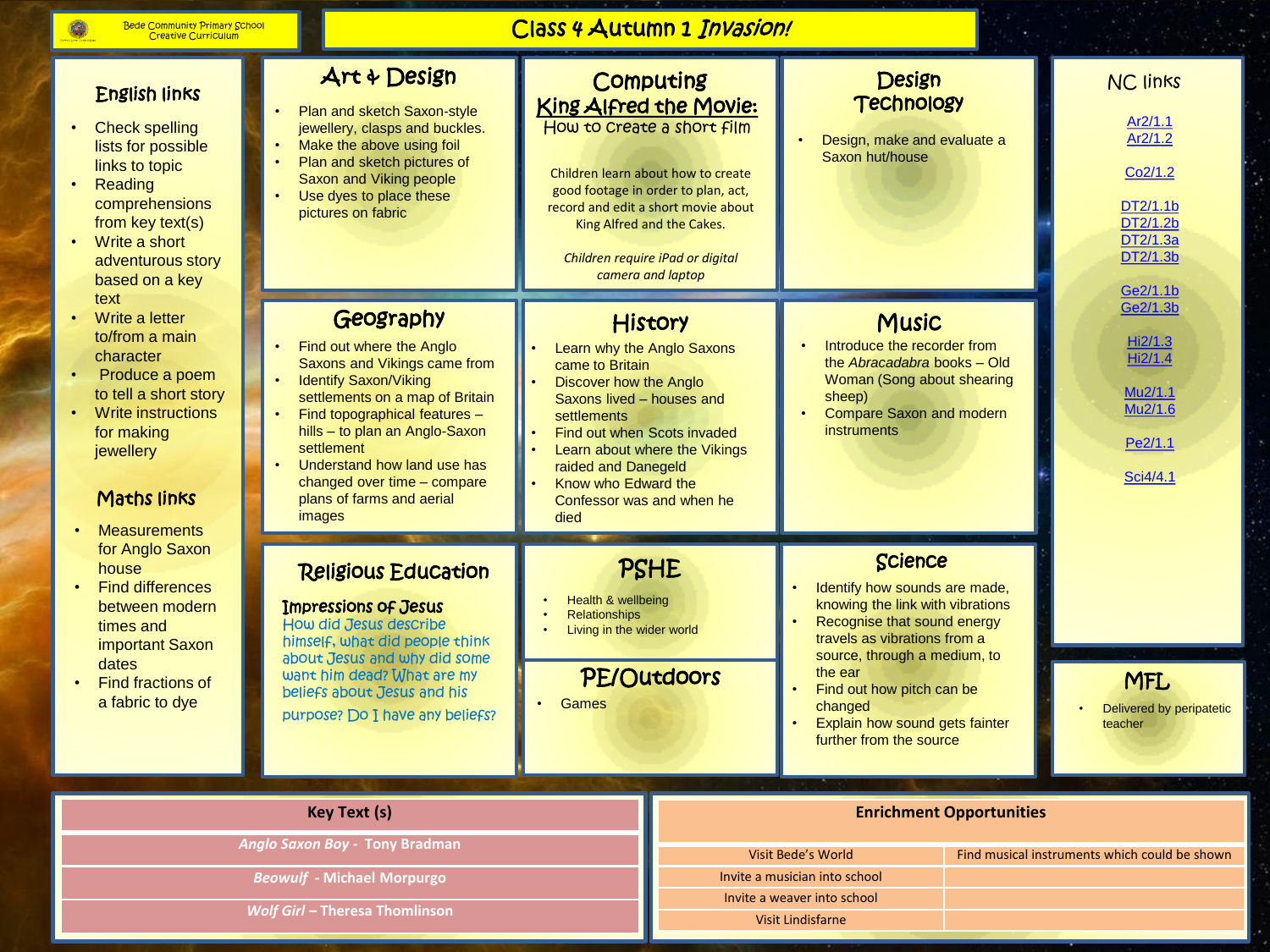Bede Community Primary School
Creative Curriculum

# Class 4 Autumn 1 *Invasion!*

## English links

- Check spelling lists for possible links to topic
- Reading comprehensions from key text(s)
- Write a short adventurous story based on a key text
- Write a letter to/from a main character
- Produce a poem to tell a short story
- Write instructions for making jewellery

## Maths links

- Measurements for Anglo Saxon house
- Find differences between modern times and important Saxon dates
- Find fractions of a fabric to dye

## Art & Design

- Plan and sketch Saxon-style jewellery, clasps and buckles.
- Make the above using foil
- Plan and sketch pictures of Saxon and Viking people
- Use dyes to place these pictures on fabric

## Computing

**King Alfred the Movie:**
How to create a short film

Children learn about how to create good footage in order to plan, act, record and edit a short movie about King Alfred and the Cakes.

*Children require iPad or digital camera and laptop*

## Design Technology

- Design, make and evaluate a Saxon hut/house

## Geography

- Find out where the Anglo Saxons and Vikings came from
- Identify Saxon/Viking settlements on a map of Britain
- Find topographical features – hills – to plan an Anglo-Saxon settlement
- Understand how land use has changed over time – compare plans of farms and aerial images

## History

- Learn why the Anglo Saxons came to Britain
- Discover how the Anglo Saxons lived – houses and settlements
- Find out when Scots invaded
- Learn about where the Vikings raided and Danegeld
- Know who Edward the Confessor was and when he died

## Music

- Introduce the recorder from the *Abracadabra* books – Old Woman (Song about shearing sheep)
- Compare Saxon and modern instruments

## Religious Education

**Impressions of Jesus**
How did Jesus describe himself, what did people think about Jesus and why did some want him dead? What are my beliefs about Jesus and his purpose? Do I have any beliefs?

## PSHE

- Health & wellbeing
- Relationships
- Living in the wider world

## PE/Outdoors

- Games

## Science

- Identify how sounds are made, knowing the link with vibrations
- Recognise that sound energy travels as vibrations from a source, through a medium, to the ear
- Find out how pitch can be changed
- Explain how sound gets fainter further from the source

## NC links

Ar2/1.1
Ar2/1.2

Co2/1.2

DT2/1.1b
DT2/1.2b
DT2/1.3a
DT2/1.3b

Ge2/1.1b
Ge2/1.3b

Hi2/1.3
Hi2/1.4

Mu2/1.1
Mu2/1.6

Pe2/1.1

Sci4/4.1

## MFL

- Delivered by peripatetic teacher

| Key Text (s) |
|---|
| *Anglo Saxon Boy* - Tony Bradman |
| *Beowulf* - Michael Morpurgo |
| *Wolf Girl* – Theresa Thomlinson |

| Enrichment Opportunities | |
|---|---|
| Visit Bede's World | Find musical instruments which could be shown |
| Invite a musician into school | |
| Invite a weaver into school | |
| Visit Lindisfarne | |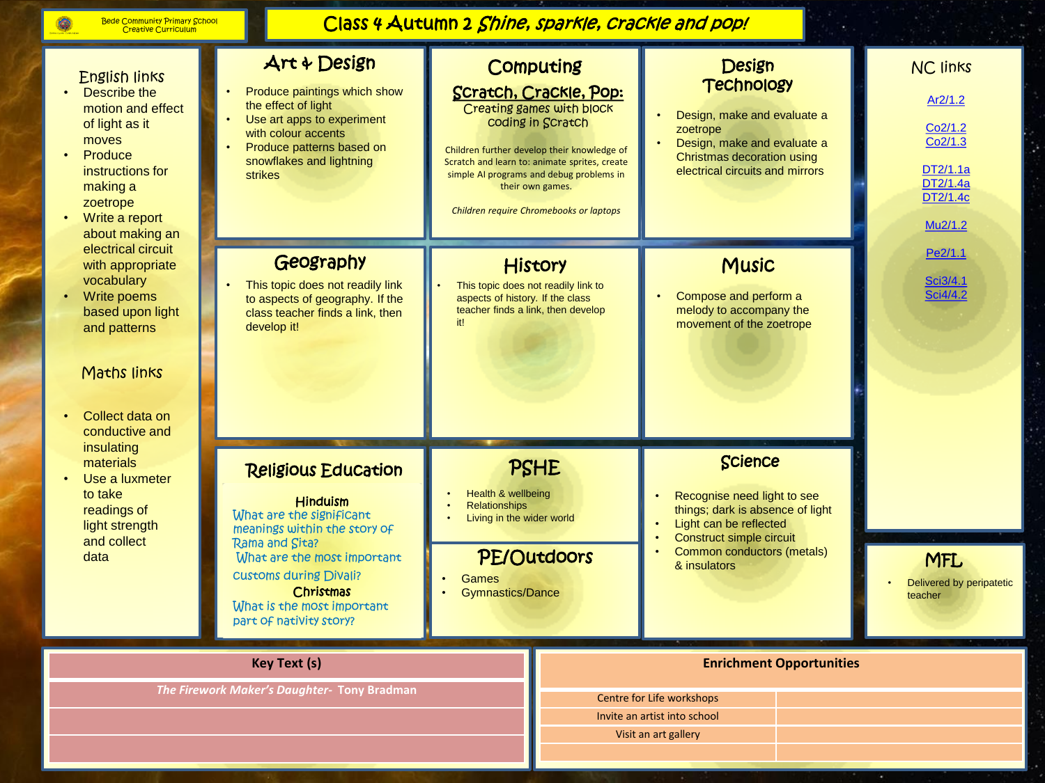Bede Community Primary School
Creative Curriculum

# Class 4 Autumn 2 *Shine, sparkle, crackle and pop!*

## English links

- Describe the motion and effect of light as it moves
- Produce instructions for making a zoetrope
- Write a report about making an electrical circuit with appropriate vocabulary
- Write poems based upon light and patterns

## Maths links

- Collect data on conductive and insulating materials
- Use a luxmeter to take readings of light strength and collect data

## Art & Design

- Produce paintings which show the effect of light
- Use art apps to experiment with colour accents
- Produce patterns based on snowflakes and lightning strikes

## Computing

**Scratch, Crackle, Pop:**
Creating games with block coding in Scratch

Children further develop their knowledge of Scratch and learn to: animate sprites, create simple AI programs and debug problems in their own games.

*Children require Chromebooks or laptops*

## Design Technology

- Design, make and evaluate a zoetrope
- Design, make and evaluate a Christmas decoration using electrical circuits and mirrors

## NC links

Ar2/1.2

Co2/1.2
Co2/1.3

DT2/1.1a
DT2/1.4a
DT2/1.4c

Mu2/1.2

Pe2/1.1

Sci3/4.1
Sci4/4.2

## Geography

- This topic does not readily link to aspects of geography. If the class teacher finds a link, then develop it!

## History

- This topic does not readily link to aspects of history. If the class teacher finds a link, then develop it!

## Music

- Compose and perform a melody to accompany the movement of the zoetrope

## Religious Education

**Hinduism**
What are the significant meanings within the story of Rama and Sita?
What are the most important customs during Divali?

**Christmas**
What is the most important part of nativity story?

## PSHE

- Health & wellbeing
- Relationships
- Living in the wider world

## PE/Outdoors

- Games
- Gymnastics/Dance

## Science

- Recognise need light to see things; dark is absence of light
- Light can be reflected
- Construct simple circuit
- Common conductors (metals) & insulators

## MFL

- Delivered by peripatetic teacher

| Key Text (s) |
| --- |
| *The Firework Maker's Daughter*- Tony Bradman |
| |
| |

| Enrichment Opportunities | |
| --- | --- |
| Centre for Life workshops | |
| Invite an artist into school | |
| Visit an art gallery | |
| | |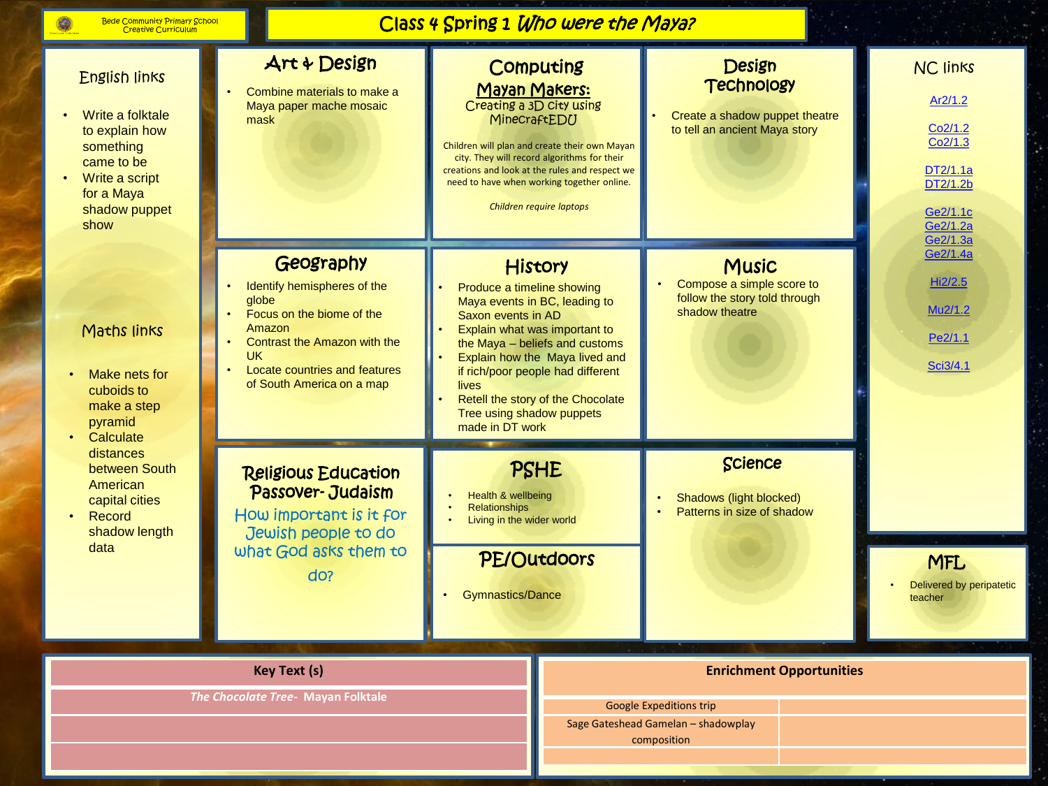Bede Community Primary School
Creative Curriculum

# Class 4 Spring 1 *Who were the Maya?*

## English links

- Write a folktale to explain how something came to be
- Write a script for a Maya shadow puppet show

## Maths links

- Make nets for cuboids to make a step pyramid
- Calculate distances between South American capital cities
- Record shadow length data

## Art & Design

- Combine materials to make a Maya paper mache mosaic mask

## Computing

**Mayan Makers:**

Creating a 3D city using MinecraftEDU

Children will plan and create their own Mayan city. They will record algorithms for their creations and look at the rules and respect we need to have when working together online.

*Children require laptops*

## Design Technology

- Create a shadow puppet theatre to tell an ancient Maya story

## NC links

Ar2/1.2

Co2/1.2
Co2/1.3

DT2/1.1a
DT2/1.2b

Ge2/1.1c
Ge2/1.2a
Ge2/1.3a
Ge2/1.4a

Hi2/2.5

Mu2/1.2

Pe2/1.1

Sci3/4.1

## Geography

- Identify hemispheres of the globe
- Focus on the biome of the Amazon
- Contrast the Amazon with the UK
- Locate countries and features of South America on a map

## History

- Produce a timeline showing Maya events in BC, leading to Saxon events in AD
- Explain what was important to the Maya – beliefs and customs
- Explain how the Maya lived and if rich/poor people had different lives
- Retell the story of the Chocolate Tree using shadow puppets made in DT work

## Music

- Compose a simple score to follow the story told through shadow theatre

## Religious Education Passover- Judaism

How important is it for Jewish people to do what God asks them to do?

## PSHE

- Health & wellbeing
- Relationships
- Living in the wider world

## PE/Outdoors

- Gymnastics/Dance

## Science

- Shadows (light blocked)
- Patterns in size of shadow

## MFL

- Delivered by peripatetic teacher

| Key Text (s) |
| --- |
| *The Chocolate Tree-* Mayan Folktale |
| |
| |

| Enrichment Opportunities | |
| --- | --- |
| Google Expeditions trip | |
| Sage Gateshead Gamelan – shadowplay composition | |
| | |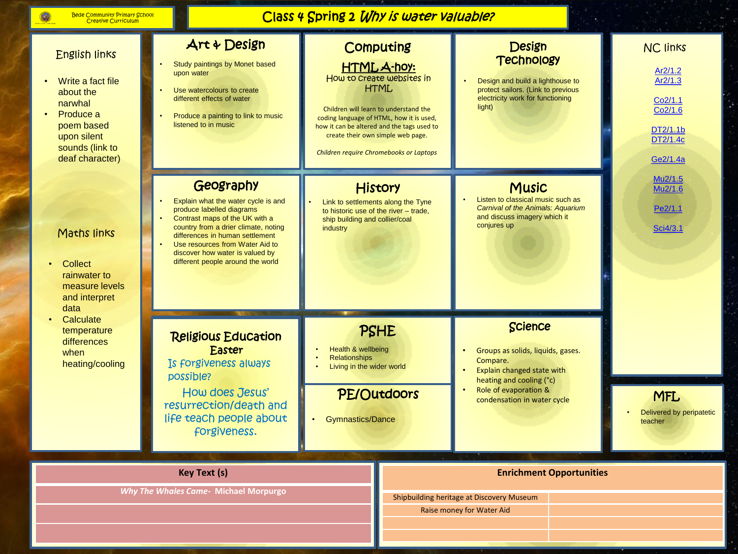Bede Community Primary School
Creative Curriculum

# Class 4 Spring 2 *Why is water valuable?*

## English links

- Write a fact file about the narwhal
- Produce a poem based upon silent sounds (link to deaf character)

## Maths links

- Collect rainwater to measure levels and interpret data
- Calculate temperature differences when heating/cooling

## Art & Design

- Study paintings by Monet based upon water
- Use watercolours to create different effects of water
- Produce a painting to link to music listened to in music

## Computing

**HTML A-hoy:**
How to create websites in HTML

Children will learn to understand the coding language of HTML, how it is used, how it can be altered and the tags used to create their own simple web page.

*Children require Chromebooks or Laptops*

## Design Technology

- Design and build a lighthouse to protect sailors. (Link to previous electricity work for functioning light)

## NC links

Ar2/1.2
Ar2/1.3

Co2/1.1
Co2/1.6

DT2/1.1b
DT2/1.4c

Ge2/1.4a

Mu2/1.5
Mu2/1.6

Pe2/1.1

Sci4/3.1

## Geography

- Explain what the water cycle is and produce labelled diagrams
- Contrast maps of the UK with a country from a drier climate, noting differences in human settlement
- Use resources from Water Aid to discover how water is valued by different people around the world

## History

- Link to settlements along the Tyne to historic use of the river – trade, ship building and collier/coal industry

## Music

- Listen to classical music such as *Carnival of the Animals: Aquarium* and discuss imagery which it conjures up

## Religious Education

**Easter**

Is forgiveness always possible?

How does Jesus' resurrection/death and life teach people about forgiveness.

## PSHE

- Health & wellbeing
- Relationships
- Living in the wider world

## PE/Outdoors

- Gymnastics/Dance

## Science

- Groups as solids, liquids, gases. Compare.
- Explain changed state with heating and cooling (°c)
- Role of evaporation & condensation in water cycle

## MFL

- Delivered by peripatetic teacher

| Key Text (s) |
| --- |
| *Why The Whales Came*- Michael Morpurgo |
| |
| |

| Enrichment Opportunities | |
| --- | --- |
| Shipbuilding heritage at Discovery Museum | |
| Raise money for Water Aid | |
| | |
| | |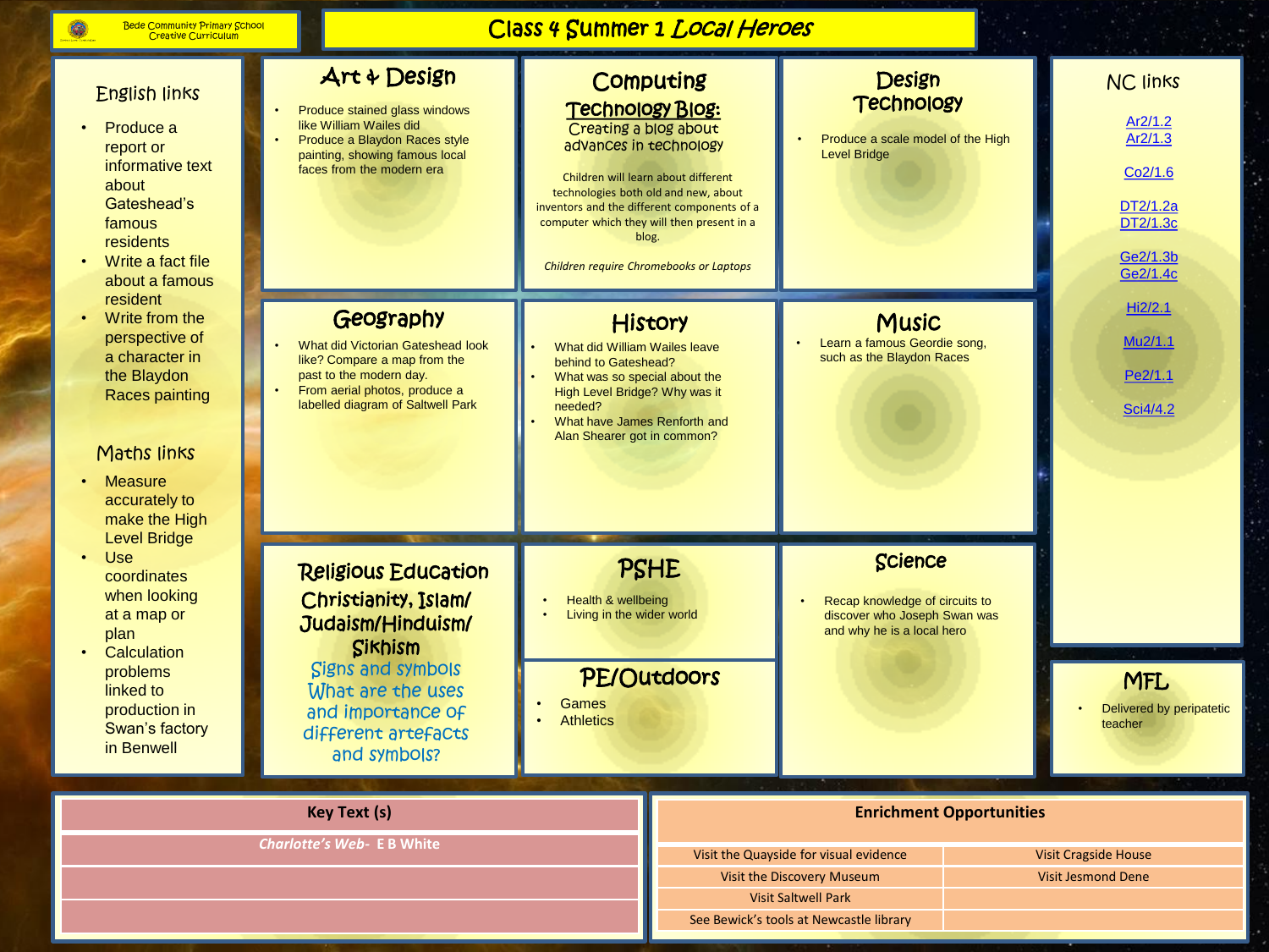Bede Community Primary School
Creative Curriculum

# Class 4 Summer 1 *Local Heroes*

## English links

- Produce a report or informative text about Gateshead's famous residents
- Write a fact file about a famous resident
- Write from the perspective of a character in the Blaydon Races painting

## Maths links

- Measure accurately to make the High Level Bridge
- Use coordinates when looking at a map or plan
- Calculation problems linked to production in Swan's factory in Benwell

## Art & Design

- Produce stained glass windows like William Wailes did
- Produce a Blaydon Races style painting, showing famous local faces from the modern era

## Computing

**Technology Blog:**

Creating a blog about advances in technology

Children will learn about different technologies both old and new, about inventors and the different components of a computer which they will then present in a blog.

*Children require Chromebooks or Laptops*

## Design Technology

- Produce a scale model of the High Level Bridge

## NC links

Ar2/1.2
Ar2/1.3

Co2/1.6

DT2/1.2a
DT2/1.3c

Ge2/1.3b
Ge2/1.4c

Hi2/2.1

Mu2/1.1

Pe2/1.1

Sci4/4.2

## Geography

- What did Victorian Gateshead look like? Compare a map from the past to the modern day.
- From aerial photos, produce a labelled diagram of Saltwell Park

## History

- What did William Wailes leave behind to Gateshead?
- What was so special about the High Level Bridge? Why was it needed?
- What have James Renforth and Alan Shearer got in common?

## Music

- Learn a famous Geordie song, such as the Blaydon Races

## Religious Education

**Christianity, Islam/ Judaism/Hinduism/ Sikhism**

Signs and symbols
What are the uses and importance of different artefacts and symbols?

## PSHE

- Health & wellbeing
- Living in the wider world

## PE/Outdoors

- Games
- Athletics

## Science

- Recap knowledge of circuits to discover who Joseph Swan was and why he is a local hero

## MFL

- Delivered by peripatetic teacher

| Key Text (s) |
| --- |
| *Charlotte's Web*- E B White |
| |
| |

| Enrichment Opportunities | |
| --- | --- |
| Visit the Quayside for visual evidence | Visit Cragside House |
| Visit the Discovery Museum | Visit Jesmond Dene |
| Visit Saltwell Park | |
| See Bewick's tools at Newcastle library | |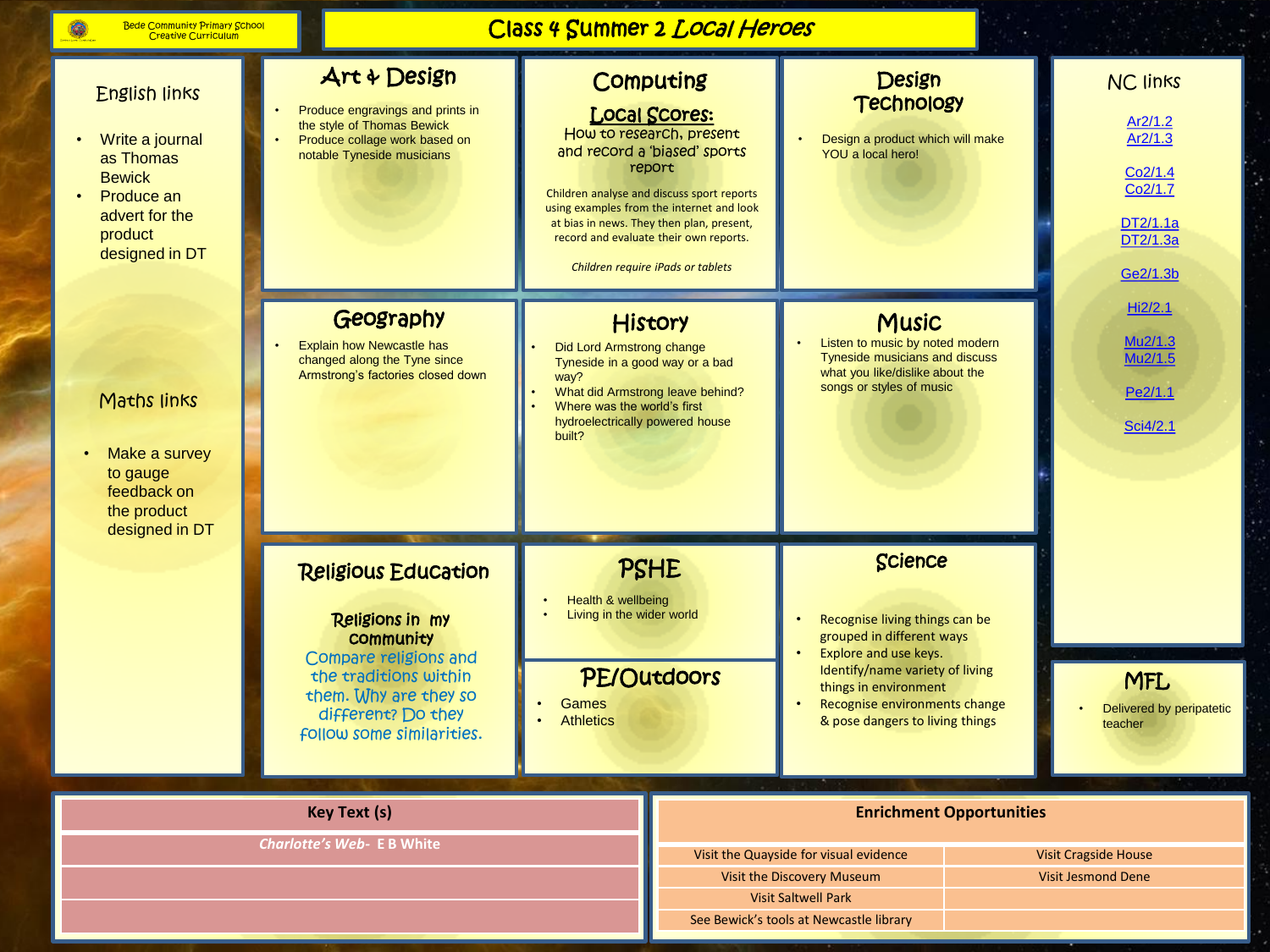Bede Community Primary School
Creative Curriculum

# Class 4 Summer 2 *Local Heroes*

## English links

- Write a journal as Thomas Bewick
- Produce an advert for the product designed in DT

## Maths links

- Make a survey to gauge feedback on the product designed in DT

## Art & Design

- Produce engravings and prints in the style of Thomas Bewick
- Produce collage work based on notable Tyneside musicians

## Computing

**Local Scores:**

How to research, present and record a 'biased' sports report

Children analyse and discuss sport reports using examples from the internet and look at bias in news. They then plan, present, record and evaluate their own reports.

*Children require iPads or tablets*

## Design Technology

- Design a product which will make YOU a local hero!

## NC links

Ar2/1.2
Ar2/1.3

Co2/1.4
Co2/1.7

DT2/1.1a
DT2/1.3a

Ge2/1.3b

Hi2/2.1

Mu2/1.3
Mu2/1.5

Pe2/1.1

Sci4/2.1

## Geography

- Explain how Newcastle has changed along the Tyne since Armstrong's factories closed down

## History

- Did Lord Armstrong change Tyneside in a good way or a bad way?
- What did Armstrong leave behind?
- Where was the world's first hydroelectrically powered house built?

## Music

- Listen to music by noted modern Tyneside musicians and discuss what you like/dislike about the songs or styles of music

## Religious Education

**Religions in my community**

Compare religions and the traditions within them. Why are they so different? Do they follow some similarities.

## PSHE

- Health & wellbeing
- Living in the wider world

## PE/Outdoors

- Games
- Athletics

## Science

- Recognise living things can be grouped in different ways
- Explore and use keys. Identify/name variety of living things in environment
- Recognise environments change & pose dangers to living things

## MFL

- Delivered by peripatetic teacher

| Key Text (s) |
| --- |
| ***Charlotte's Web*- E B White** |
| |
| |

| Enrichment Opportunities | |
| --- | --- |
| Visit the Quayside for visual evidence | Visit Cragside House |
| Visit the Discovery Museum | Visit Jesmond Dene |
| Visit Saltwell Park | |
| See Bewick's tools at Newcastle library | |